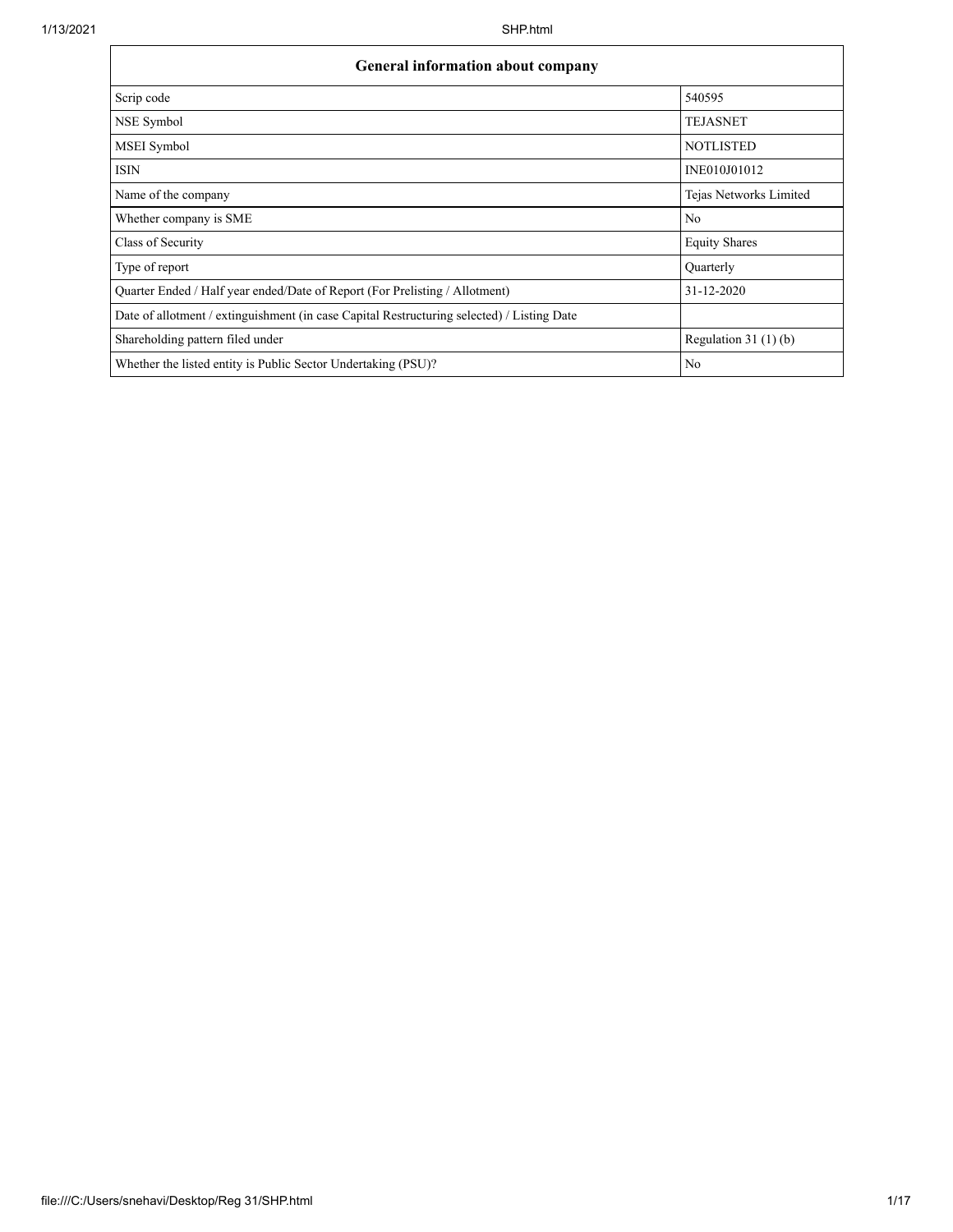| General information about company | |
|---|---|
| Scrip code | 540595 |
| NSE Symbol | TEJASNET |
| MSEI Symbol | NOTLISTED |
| ISIN | INE010J01012 |
| Name of the company | Tejas Networks Limited |
| Whether company is SME | No |
| Class of Security | Equity Shares |
| Type of report | Quarterly |
| Quarter Ended / Half year ended/Date of Report (For Prelisting / Allotment) | 31-12-2020 |
| Date of allotment / extinguishment (in case Capital Restructuring selected) / Listing Date | |
| Shareholding pattern filed under | Regulation 31 (1) (b) |
| Whether the listed entity is Public Sector Undertaking (PSU)? | No |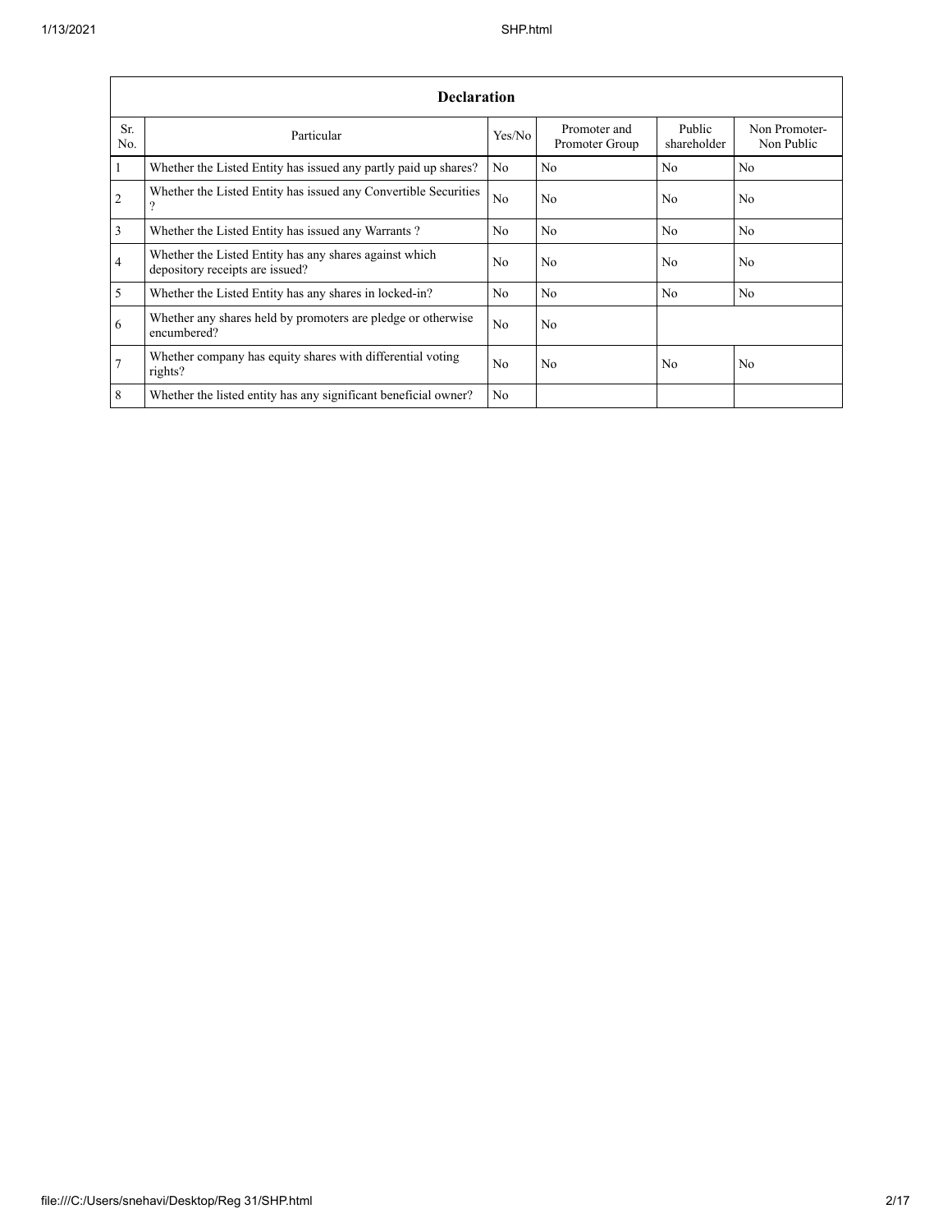| Declaration | | | | | |
|---|---|---|---|---|---|
| Sr. No. | Particular | Yes/No | Promoter and Promoter Group | Public shareholder | Non Promoter-Non Public |
| 1 | Whether the Listed Entity has issued any partly paid up shares? | No | No | No | No |
| 2 | Whether the Listed Entity has issued any Convertible Securities ? | No | No | No | No |
| 3 | Whether the Listed Entity has issued any Warrants ? | No | No | No | No |
| 4 | Whether the Listed Entity has any shares against which depository receipts are issued? | No | No | No | No |
| 5 | Whether the Listed Entity has any shares in locked-in? | No | No | No | No |
| 6 | Whether any shares held by promoters are pledge or otherwise encumbered? | No | No | | |
| 7 | Whether company has equity shares with differential voting rights? | No | No | No | No |
| 8 | Whether the listed entity has any significant beneficial owner? | No | | | |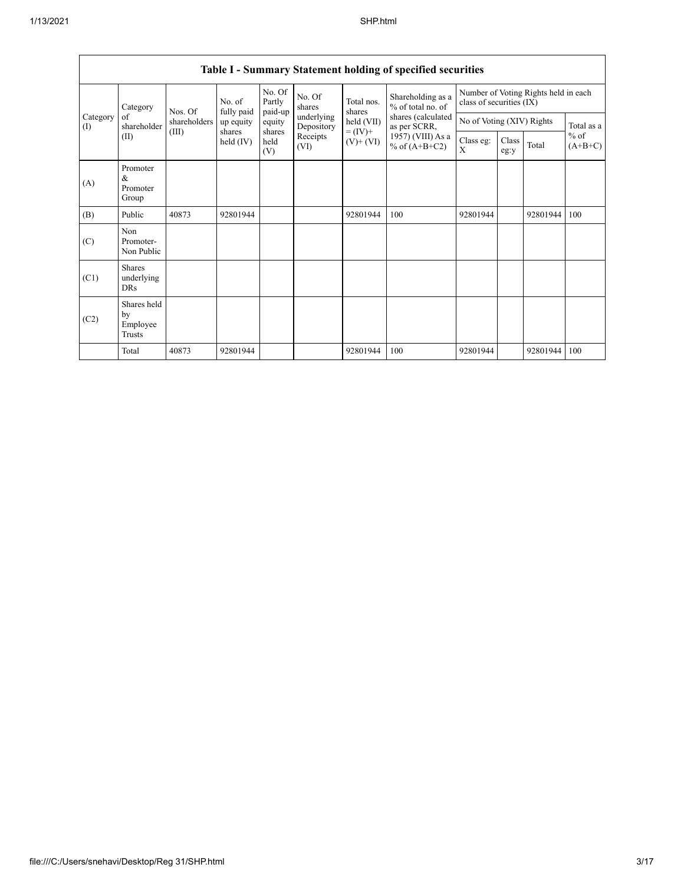## Table I - Summary Statement holding of specified securities

| Category (I) | Category of shareholder (II) | Nos. Of shareholders (III) | No. of fully paid up equity shares held (IV) | No. Of Partly paid-up equity shares held (V) | No. Of shares underlying Depository Receipts (VI) | Total nos. shares held (VII) = (IV)+ (V)+ (VI) | Shareholding as a % of total no. of shares (calculated as per SCRR, 1957) (VIII) As a % of (A+B+C2) | Number of Voting Rights held in each class of securities (IX) | | | |
|---|---|---|---|---|---|---|---|---|---|---|---|
| | | | | | | | | No of Voting (XIV) Rights | | | Total as a % of (A+B+C) |
| | | | | | | | | Class eg: X | Class eg:y | Total | |
| (A) | Promoter & Promoter Group | | | | | | | | | | |
| (B) | Public | 40873 | 92801944 | | | 92801944 | 100 | 92801944 | | 92801944 | 100 |
| (C) | Non Promoter- Non Public | | | | | | | | | | |
| (C1) | Shares underlying DRs | | | | | | | | | | |
| (C2) | Shares held by Employee Trusts | | | | | | | | | | |
| | Total | 40873 | 92801944 | | | 92801944 | 100 | 92801944 | | 92801944 | 100 |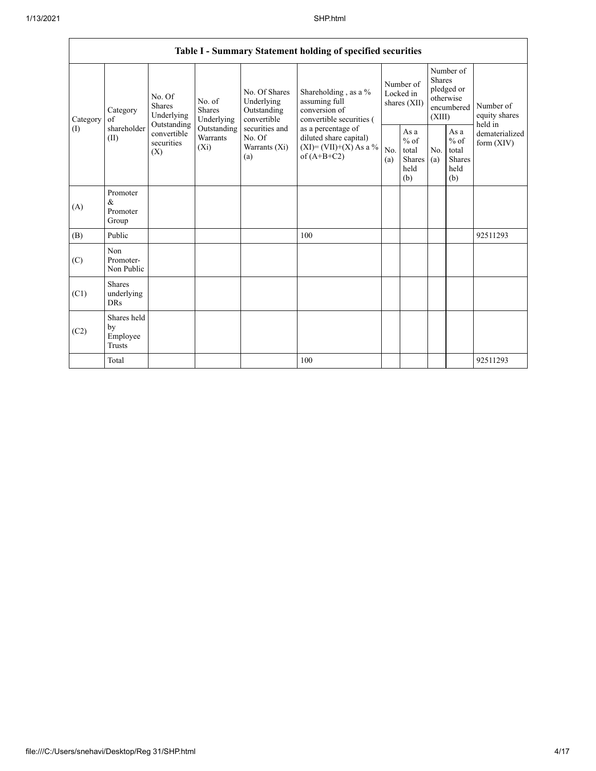| Table I - Summary Statement holding of specified securities | | | | | | | | | | | |
|---|---|---|---|---|---|---|---|---|---|---|---|
| Category (I) | Category of shareholder (II) | No. Of Shares Underlying Outstanding convertible securities (X) | No. of Shares Underlying Outstanding Warrants (Xi) | No. Of Shares Underlying Outstanding convertible securities and No. Of Warrants (Xi) (a) | Shareholding , as a % assuming full conversion of convertible securities ( as a percentage of diluted share capital) (XI)= (VII)+(X) As a % of (A+B+C2) | Number of Locked in shares (XII) | | Number of Shares pledged or otherwise encumbered (XIII) | | Number of equity shares held in dematerialized form (XIV) |
| | | | | | | No. (a) | As a % of total Shares held (b) | No. (a) | As a % of total Shares held (b) | |
| (A) | Promoter & Promoter Group | | | | | | | | | |
| (B) | Public | | | | 100 | | | | | 92511293 |
| (C) | Non Promoter- Non Public | | | | | | | | | |
| (C1) | Shares underlying DRs | | | | | | | | | |
| (C2) | Shares held by Employee Trusts | | | | | | | | | |
| | Total | | | | 100 | | | | | 92511293 |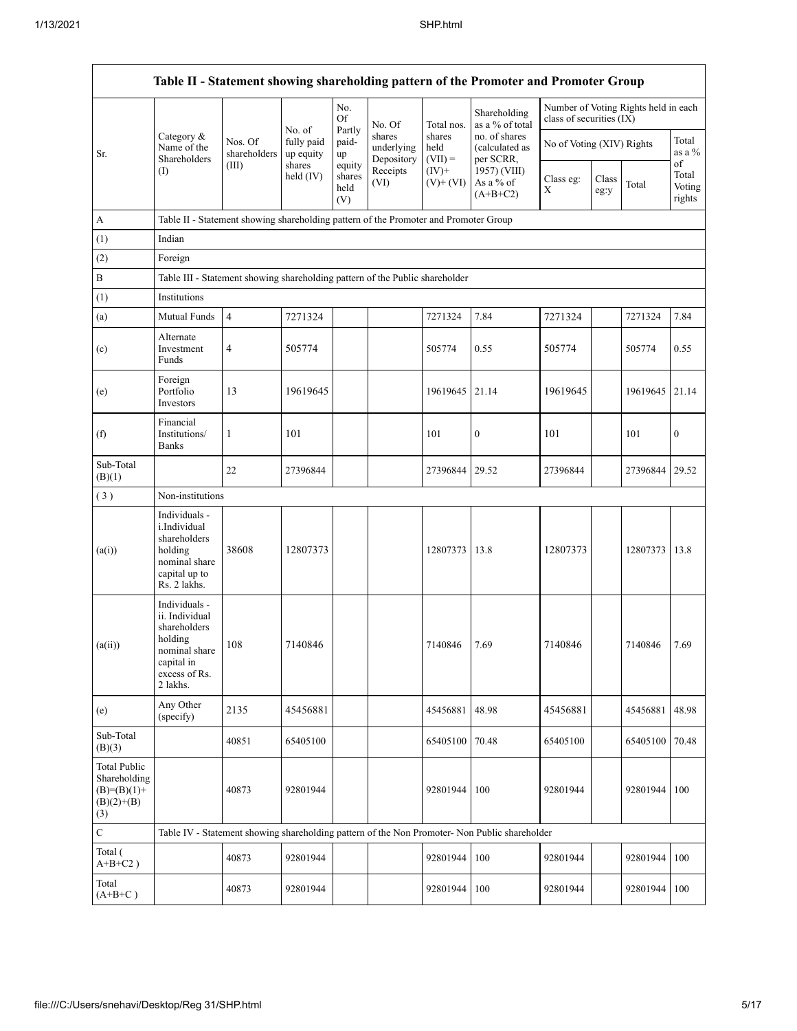| Table II - Statement showing shareholding pattern of the Promoter and Promoter Group | | | | | | | | | | | | |
|---|---|---|---|---|---|---|---|---|---|---|---|---|
| Sr. | Category & Name of the Shareholders (I) | Nos. Of shareholders (III) | No. of fully paid up equity shares held (IV) | No. Of Partly paid-up equity shares held (V) | No. Of shares underlying Depository Receipts (VI) | Total nos. shares held (VII) = (IV)+ (V)+ (VI) | Shareholding as a % of total no. of shares (calculated as per SCRR, 1957) (VIII) As a % of (A+B+C2) | Number of Voting Rights held in each class of securities (IX) | | | |
| | | | | | | | | No of Voting (XIV) Rights | | | Total as a % of Total Voting rights |
| | | | | | | | | Class eg: X | Class eg:y | Total | |
| A | Table II - Statement showing shareholding pattern of the Promoter and Promoter Group | | | | | | | | | | |
| (1) | Indian | | | | | | | | | | |
| (2) | Foreign | | | | | | | | | | |
| B | Table III - Statement showing shareholding pattern of the Public shareholder | | | | | | | | | | |
| (1) | Institutions | | | | | | | | | | |
| (a) | Mutual Funds | 4 | 7271324 | | | 7271324 | 7.84 | 7271324 | | 7271324 | 7.84 |
| (c) | Alternate Investment Funds | 4 | 505774 | | | 505774 | 0.55 | 505774 | | 505774 | 0.55 |
| (e) | Foreign Portfolio Investors | 13 | 19619645 | | | 19619645 | 21.14 | 19619645 | | 19619645 | 21.14 |
| (f) | Financial Institutions/ Banks | 1 | 101 | | | 101 | 0 | 101 | | 101 | 0 |
| Sub-Total (B)(1) | | 22 | 27396844 | | | 27396844 | 29.52 | 27396844 | | 27396844 | 29.52 |
| (3) | Non-institutions | | | | | | | | | | |
| (a(i)) | Individuals - i.Individual shareholders holding nominal share capital up to Rs. 2 lakhs. | 38608 | 12807373 | | | 12807373 | 13.8 | 12807373 | | 12807373 | 13.8 |
| (a(ii)) | Individuals - ii. Individual shareholders holding nominal share capital in excess of Rs. 2 lakhs. | 108 | 7140846 | | | 7140846 | 7.69 | 7140846 | | 7140846 | 7.69 |
| (e) | Any Other (specify) | 2135 | 45456881 | | | 45456881 | 48.98 | 45456881 | | 45456881 | 48.98 |
| Sub-Total (B)(3) | | 40851 | 65405100 | | | 65405100 | 70.48 | 65405100 | | 65405100 | 70.48 |
| Total Public Shareholding (B)=(B)(1)+(B)(2)+(B)(3) | | 40873 | 92801944 | | | 92801944 | 100 | 92801944 | | 92801944 | 100 |
| C | Table IV - Statement showing shareholding pattern of the Non Promoter- Non Public shareholder | | | | | | | | | | |
| Total ( A+B+C2 ) | | 40873 | 92801944 | | | 92801944 | 100 | 92801944 | | 92801944 | 100 |
| Total (A+B+C ) | | 40873 | 92801944 | | | 92801944 | 100 | 92801944 | | 92801944 | 100 |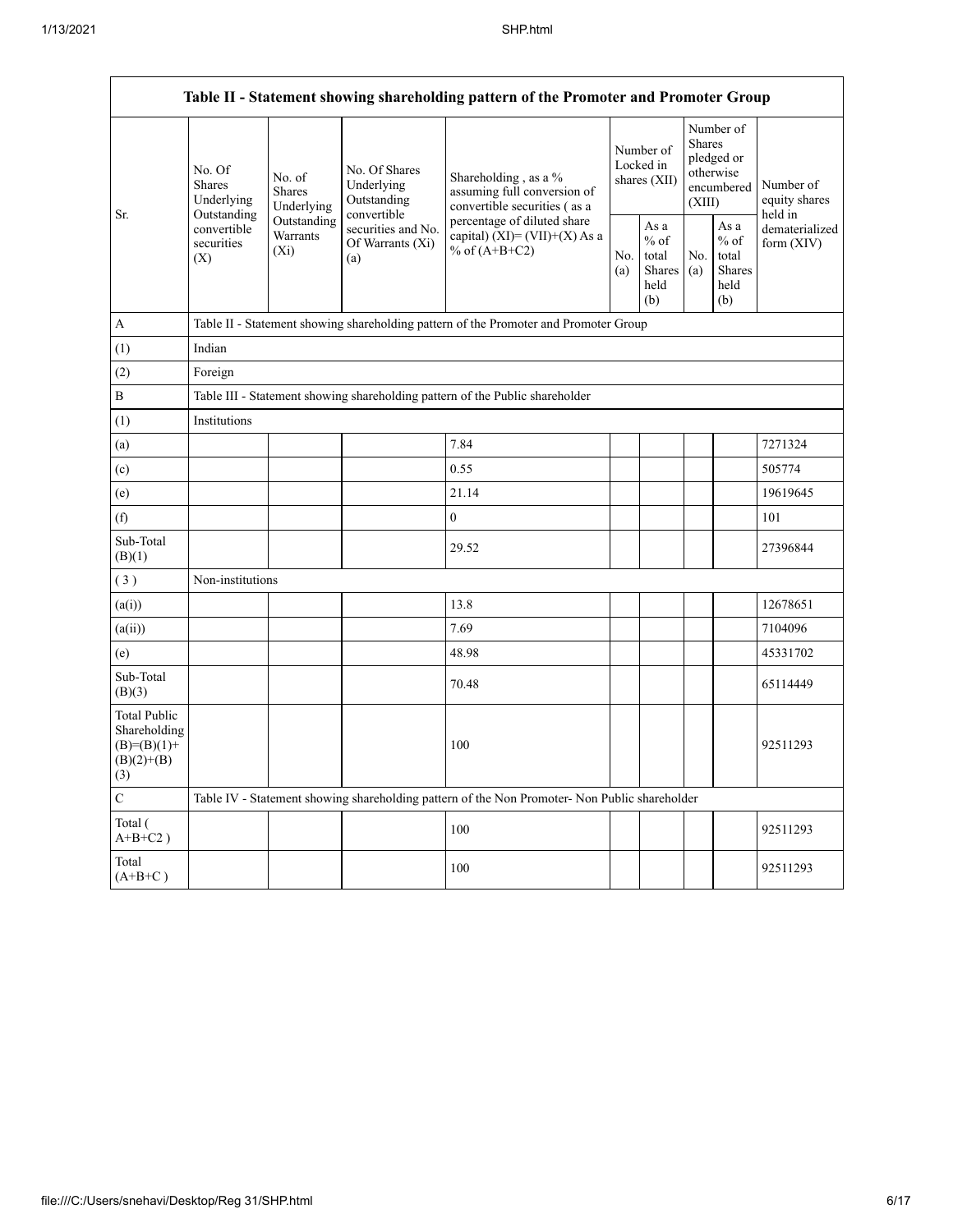| Table II - Statement showing shareholding pattern of the Promoter and Promoter Group | | | | | | | | | |
|---|---|---|---|---|---|---|---|---|---|
| Sr. | No. Of Shares Underlying Outstanding convertible securities (X) | No. of Shares Underlying Outstanding Warrants (Xi) | No. Of Shares Underlying Outstanding convertible securities and No. Of Warrants (Xi) (a) | Shareholding , as a % assuming full conversion of convertible securities ( as a percentage of diluted share capital) (XI)= (VII)+(X) As a % of (A+B+C2) | Number of Locked in shares (XII) | | Number of Shares pledged or otherwise encumbered (XIII) | | Number of equity shares held in dematerialized form (XIV) |
| | | | | | No. (a) | As a % of total Shares held (b) | No. (a) | As a % of total Shares held (b) | |
| A | Table II - Statement showing shareholding pattern of the Promoter and Promoter Group | | | | | | | | |
| (1) | Indian | | | | | | | | |
| (2) | Foreign | | | | | | | | |
| B | Table III - Statement showing shareholding pattern of the Public shareholder | | | | | | | | |
| (1) | Institutions | | | | | | | | |
| (a) | | | | 7.84 | | | | | 7271324 |
| (c) | | | | 0.55 | | | | | 505774 |
| (e) | | | | 21.14 | | | | | 19619645 |
| (f) | | | | 0 | | | | | 101 |
| Sub-Total (B)(1) | | | | 29.52 | | | | | 27396844 |
| ( 3 ) | Non-institutions | | | | | | | | |
| (a(i)) | | | | 13.8 | | | | | 12678651 |
| (a(ii)) | | | | 7.69 | | | | | 7104096 |
| (e) | | | | 48.98 | | | | | 45331702 |
| Sub-Total (B)(3) | | | | 70.48 | | | | | 65114449 |
| Total Public Shareholding (B)=(B)(1)+(B)(2)+(B)(3) | | | | 100 | | | | | 92511293 |
| C | Table IV - Statement showing shareholding pattern of the Non Promoter- Non Public shareholder | | | | | | | | |
| Total ( A+B+C2 ) | | | | 100 | | | | | 92511293 |
| Total (A+B+C ) | | | | 100 | | | | | 92511293 |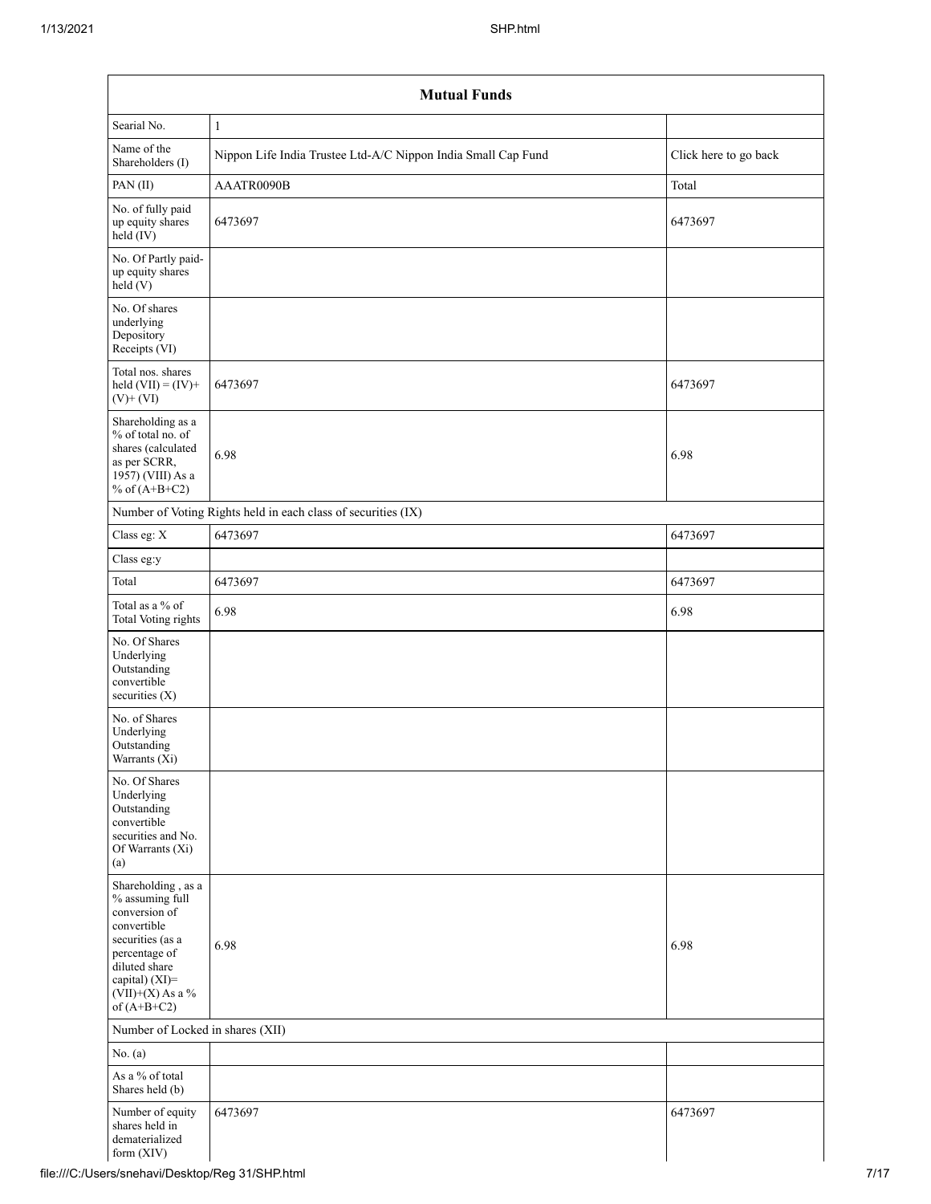| Mutual Funds | | |
|---|---|---|
| Searial No. | 1 | |
| Name of the Shareholders (I) | Nippon Life India Trustee Ltd-A/C Nippon India Small Cap Fund | Click here to go back |
| PAN (II) | AAATR0090B | Total |
| No. of fully paid up equity shares held (IV) | 6473697 | 6473697 |
| No. Of Partly paid-up equity shares held (V) | | |
| No. Of shares underlying Depository Receipts (VI) | | |
| Total nos. shares held (VII) = (IV)+ (V)+ (VI) | 6473697 | 6473697 |
| Shareholding as a % of total no. of shares (calculated as per SCRR, 1957) (VIII) As a % of (A+B+C2) | 6.98 | 6.98 |
| Number of Voting Rights held in each class of securities (IX) | | |
| Class eg: X | 6473697 | 6473697 |
| Class eg:y | | |
| Total | 6473697 | 6473697 |
| Total as a % of Total Voting rights | 6.98 | 6.98 |
| No. Of Shares Underlying Outstanding convertible securities (X) | | |
| No. of Shares Underlying Outstanding Warrants (Xi) | | |
| No. Of Shares Underlying Outstanding convertible securities and No. Of Warrants (Xi) (a) | | |
| Shareholding , as a % assuming full conversion of convertible securities (as a percentage of diluted share capital) (XI)= (VII)+(X) As a % of (A+B+C2) | 6.98 | 6.98 |
| Number of Locked in shares (XII) | | |
| No. (a) | | |
| As a % of total Shares held (b) | | |
| Number of equity shares held in dematerialized form (XIV) | 6473697 | 6473697 |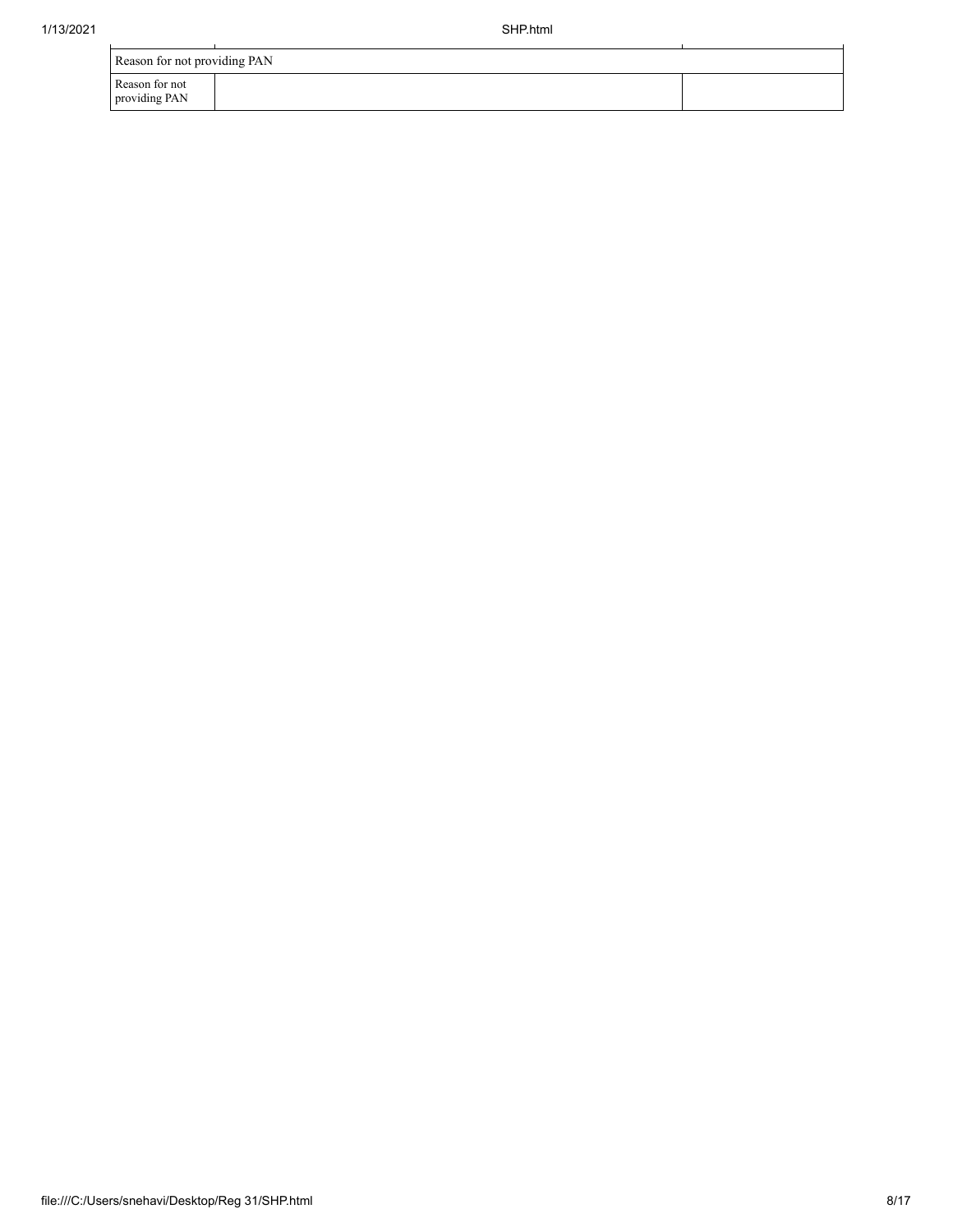| Reason for not providing PAN | | |
|---|---|---|
| Reason for not providing PAN | | |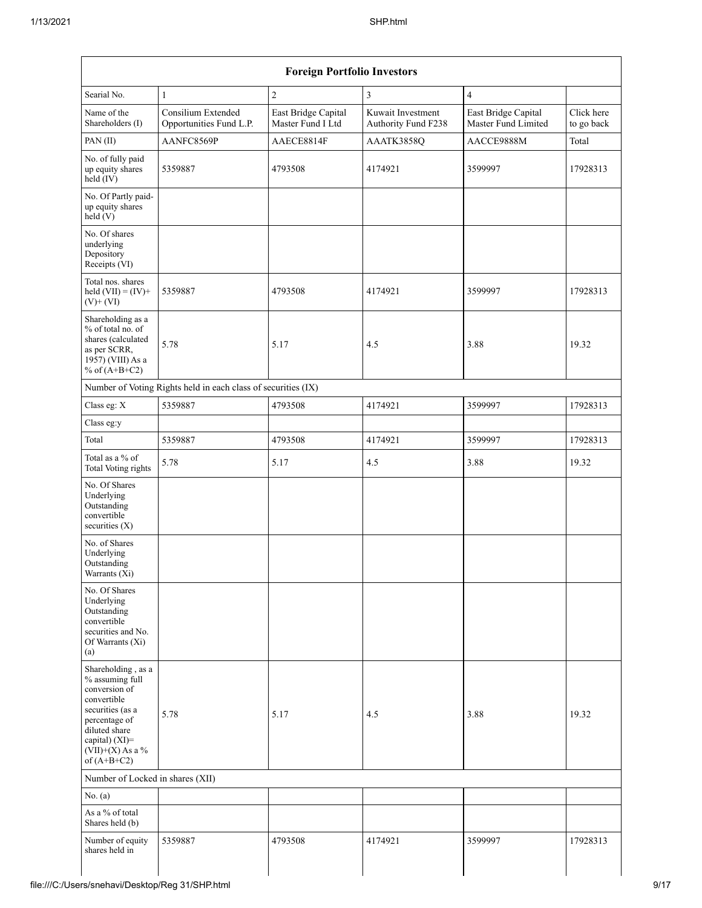| Foreign Portfolio Investors | | | | | |
|---|---|---|---|---|---|
| Searial No. | 1 | 2 | 3 | 4 | |
| Name of the Shareholders (I) | Consilium Extended Opportunities Fund L.P. | East Bridge Capital Master Fund I Ltd | Kuwait Investment Authority Fund F238 | East Bridge Capital Master Fund Limited | Click here to go back |
| PAN (II) | AANFC8569P | AAECE8814F | AAATK3858Q | AACCE9888M | Total |
| No. of fully paid up equity shares held (IV) | 5359887 | 4793508 | 4174921 | 3599997 | 17928313 |
| No. Of Partly paid-up equity shares held (V) | | | | | |
| No. Of shares underlying Depository Receipts (VI) | | | | | |
| Total nos. shares held (VII) = (IV)+ (V)+ (VI) | 5359887 | 4793508 | 4174921 | 3599997 | 17928313 |
| Shareholding as a % of total no. of shares (calculated as per SCRR, 1957) (VIII) As a % of (A+B+C2) | 5.78 | 5.17 | 4.5 | 3.88 | 19.32 |
| Number of Voting Rights held in each class of securities (IX) | | | | | |
| Class eg: X | 5359887 | 4793508 | 4174921 | 3599997 | 17928313 |
| Class eg:y | | | | | |
| Total | 5359887 | 4793508 | 4174921 | 3599997 | 17928313 |
| Total as a % of Total Voting rights | 5.78 | 5.17 | 4.5 | 3.88 | 19.32 |
| No. Of Shares Underlying Outstanding convertible securities (X) | | | | | |
| No. of Shares Underlying Outstanding Warrants (Xi) | | | | | |
| No. Of Shares Underlying Outstanding convertible securities and No. Of Warrants (Xi) (a) | | | | | |
| Shareholding , as a % assuming full conversion of convertible securities (as a percentage of diluted share capital) (XI)= (VII)+(X) As a % of (A+B+C2) | 5.78 | 5.17 | 4.5 | 3.88 | 19.32 |
| Number of Locked in shares (XII) | | | | | |
| No. (a) | | | | | |
| As a % of total Shares held (b) | | | | | |
| Number of equity shares held in | 5359887 | 4793508 | 4174921 | 3599997 | 17928313 |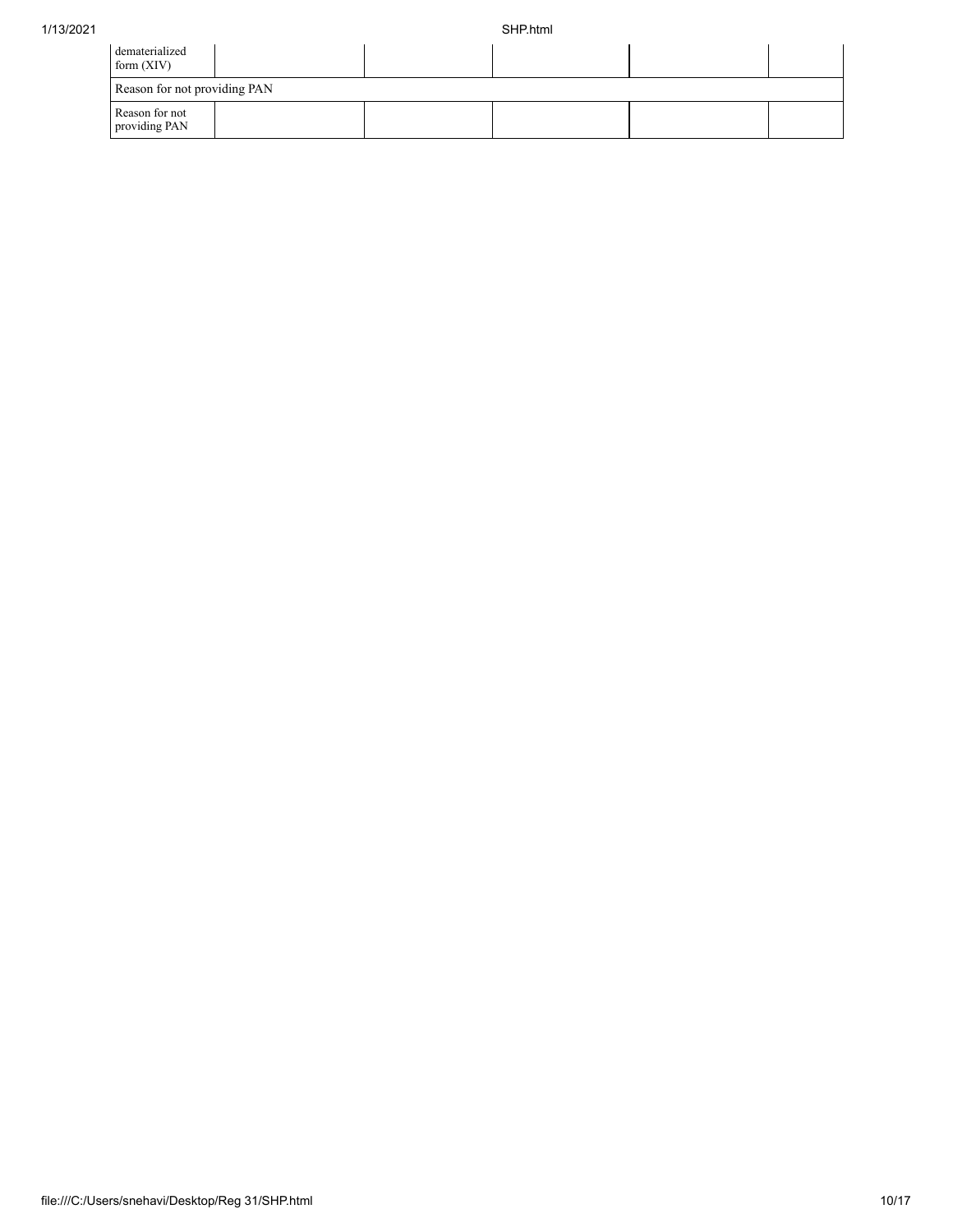| dematerialized form (XIV) | | | | | |
|---|---|---|---|---|---|
| Reason for not providing PAN | | | | | |
| Reason for not providing PAN | | | | | |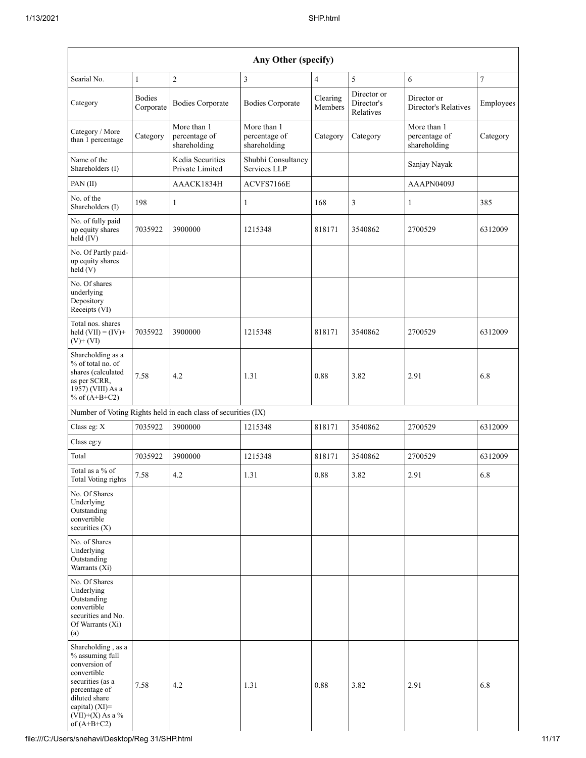| Any Other (specify) | | | | | | | |
|---|---|---|---|---|---|---|---|
| Searial No. | 1 | 2 | 3 | 4 | 5 | 6 | 7 |
| Category | Bodies Corporate | Bodies Corporate | Bodies Corporate | Clearing Members | Director or Director's Relatives | Director or Director's Relatives | Employees |
| Category / More than 1 percentage | Category | More than 1 percentage of shareholding | More than 1 percentage of shareholding | Category | Category | More than 1 percentage of shareholding | Category |
| Name of the Shareholders (I) | | Kedia Securities Private Limited | Shubhi Consultancy Services LLP | | | Sanjay Nayak | |
| PAN (II) | | AAACK1834H | ACVFS7166E | | | AAAPN0409J | |
| No. of the Shareholders (I) | 198 | 1 | 1 | 168 | 3 | 1 | 385 |
| No. of fully paid up equity shares held (IV) | 7035922 | 3900000 | 1215348 | 818171 | 3540862 | 2700529 | 6312009 |
| No. Of Partly paid-up equity shares held (V) | | | | | | | |
| No. Of shares underlying Depository Receipts (VI) | | | | | | | |
| Total nos. shares held (VII) = (IV)+ (V)+ (VI) | 7035922 | 3900000 | 1215348 | 818171 | 3540862 | 2700529 | 6312009 |
| Shareholding as a % of total no. of shares (calculated as per SCRR, 1957) (VIII) As a % of (A+B+C2) | 7.58 | 4.2 | 1.31 | 0.88 | 3.82 | 2.91 | 6.8 |
| Number of Voting Rights held in each class of securities (IX) | | | | | | | |
| Class eg: X | 7035922 | 3900000 | 1215348 | 818171 | 3540862 | 2700529 | 6312009 |
| Class eg:y | | | | | | | |
| Total | 7035922 | 3900000 | 1215348 | 818171 | 3540862 | 2700529 | 6312009 |
| Total as a % of Total Voting rights | 7.58 | 4.2 | 1.31 | 0.88 | 3.82 | 2.91 | 6.8 |
| No. Of Shares Underlying Outstanding convertible securities (X) | | | | | | | |
| No. of Shares Underlying Outstanding Warrants (Xi) | | | | | | | |
| No. Of Shares Underlying Outstanding convertible securities and No. Of Warrants (Xi) (a) | | | | | | | |
| Shareholding , as a % assuming full conversion of convertible securities (as a percentage of diluted share capital) (XI)= (VII)+(X) As a % of (A+B+C2) | 7.58 | 4.2 | 1.31 | 0.88 | 3.82 | 2.91 | 6.8 |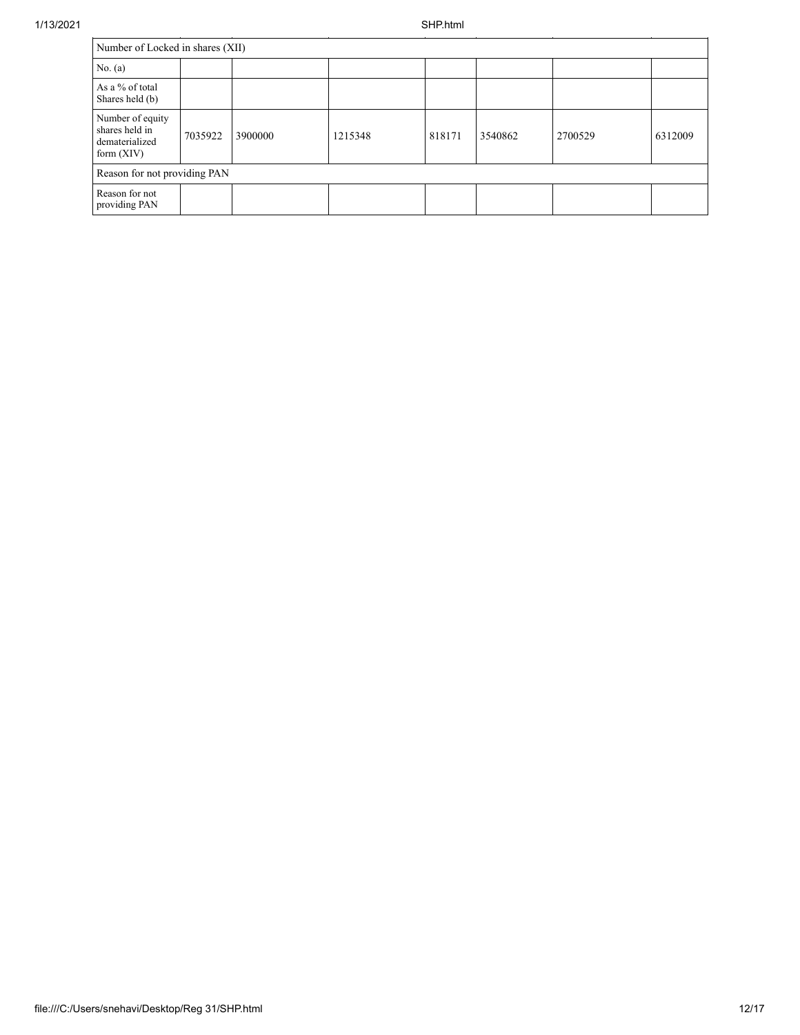| Number of Locked in shares (XII) | | | | | | | |
|---|---|---|---|---|---|---|---|
| No. (a) | | | | | | | |
| As a % of total Shares held (b) | | | | | | | |
| Number of equity shares held in dematerialized form (XIV) | 7035922 | 3900000 | 1215348 | 818171 | 3540862 | 2700529 | 6312009 |
| Reason for not providing PAN | | | | | | | |
| Reason for not providing PAN | | | | | | | |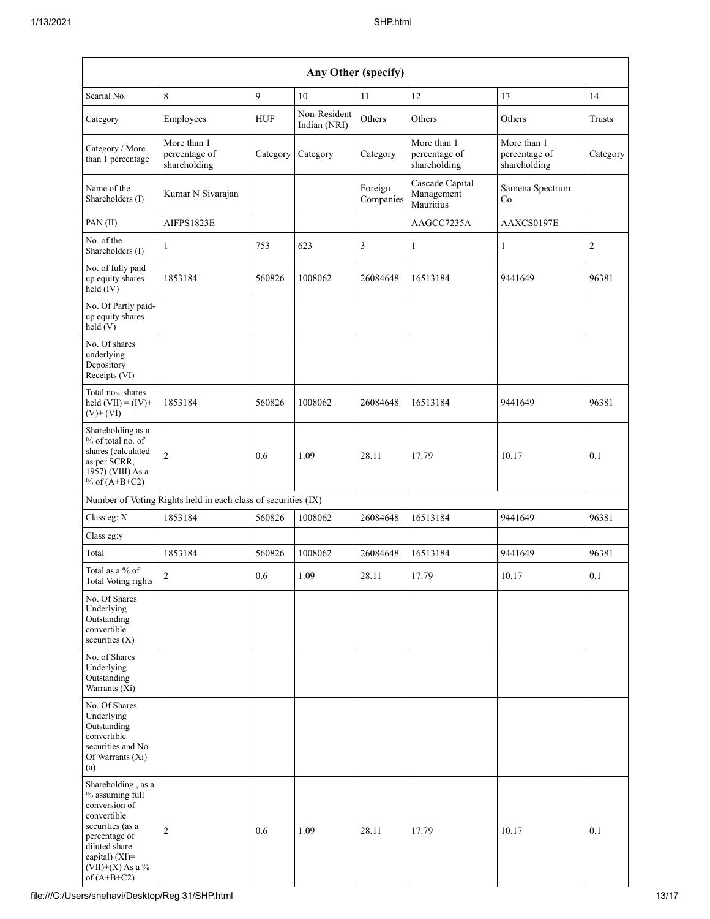| Any Other (specify) | | | | | | | |
|---|---|---|---|---|---|---|---|
| Searial No. | 8 | 9 | 10 | 11 | 12 | 13 | 14 |
| Category | Employees | HUF | Non-Resident Indian (NRI) | Others | Others | Others | Trusts |
| Category / More than 1 percentage | More than 1 percentage of shareholding | Category | Category | Category | More than 1 percentage of shareholding | More than 1 percentage of shareholding | Category |
| Name of the Shareholders (I) | Kumar N Sivarajan | | | Foreign Companies | Cascade Capital Management Mauritius | Samena Spectrum Co | |
| PAN (II) | AIFPS1823E | | | | AAGCC7235A | AAXCS0197E | |
| No. of the Shareholders (I) | 1 | 753 | 623 | 3 | 1 | 1 | 2 |
| No. of fully paid up equity shares held (IV) | 1853184 | 560826 | 1008062 | 26084648 | 16513184 | 9441649 | 96381 |
| No. Of Partly paid-up equity shares held (V) | | | | | | | |
| No. Of shares underlying Depository Receipts (VI) | | | | | | | |
| Total nos. shares held (VII) = (IV)+ (V)+ (VI) | 1853184 | 560826 | 1008062 | 26084648 | 16513184 | 9441649 | 96381 |
| Shareholding as a % of total no. of shares (calculated as per SCRR, 1957) (VIII) As a % of (A+B+C2) | 2 | 0.6 | 1.09 | 28.11 | 17.79 | 10.17 | 0.1 |
| Number of Voting Rights held in each class of securities (IX) | | | | | | | |
| Class eg: X | 1853184 | 560826 | 1008062 | 26084648 | 16513184 | 9441649 | 96381 |
| Class eg:y | | | | | | | |
| Total | 1853184 | 560826 | 1008062 | 26084648 | 16513184 | 9441649 | 96381 |
| Total as a % of Total Voting rights | 2 | 0.6 | 1.09 | 28.11 | 17.79 | 10.17 | 0.1 |
| No. Of Shares Underlying Outstanding convertible securities (X) | | | | | | | |
| No. of Shares Underlying Outstanding Warrants (Xi) | | | | | | | |
| No. Of Shares Underlying Outstanding convertible securities and No. Of Warrants (Xi) (a) | | | | | | | |
| Shareholding , as a % assuming full conversion of convertible securities (as a percentage of diluted share capital) (XI)= (VII)+(X) As a % of (A+B+C2) | 2 | 0.6 | 1.09 | 28.11 | 17.79 | 10.17 | 0.1 |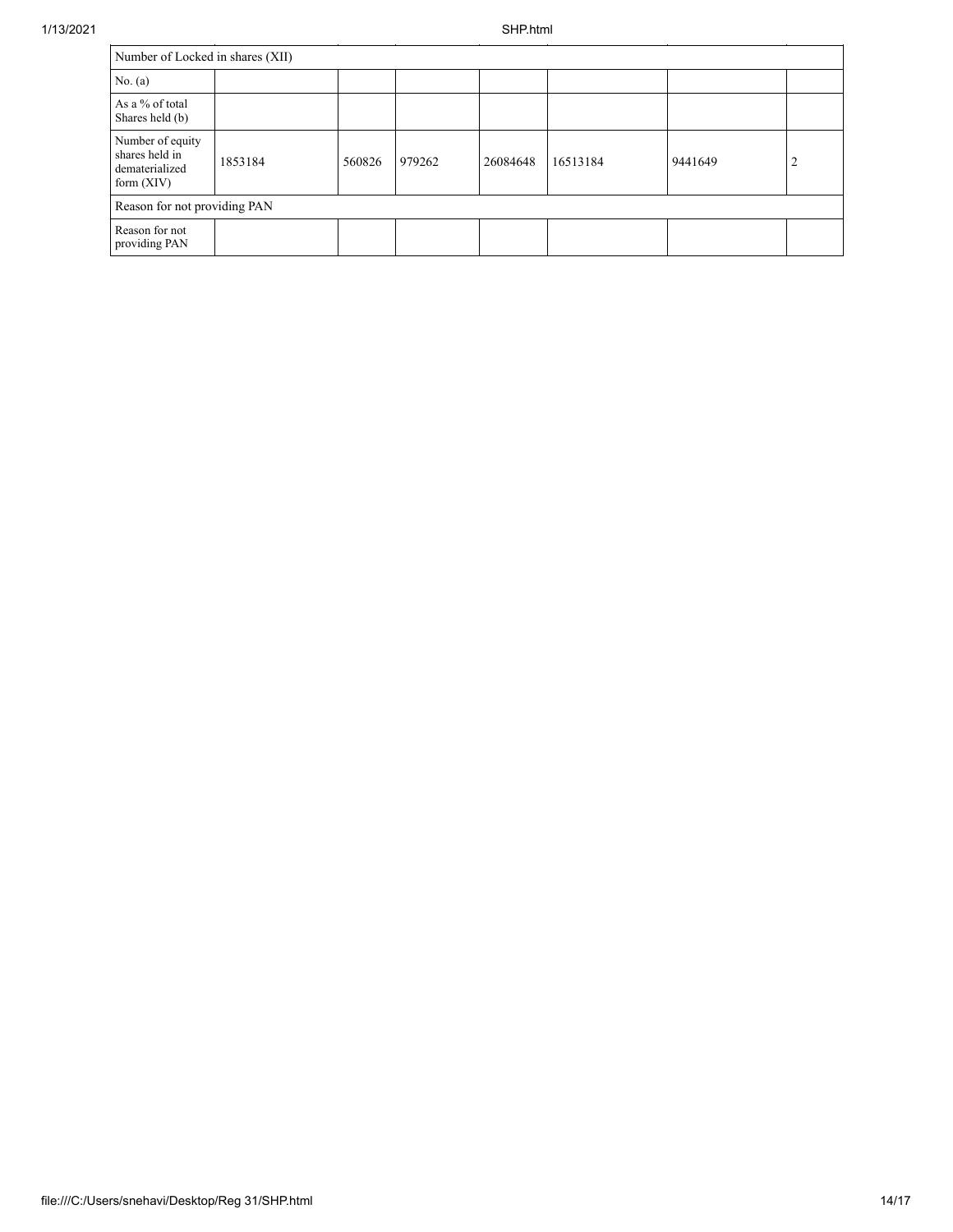| Number of Locked in shares (XII) | | | | | | | |
|---|---|---|---|---|---|---|---|
| No. (a) | | | | | | | |
| As a % of total Shares held (b) | | | | | | | |
| Number of equity shares held in dematerialized form (XIV) | 1853184 | 560826 | 979262 | 26084648 | 16513184 | 9441649 | 2 |
| Reason for not providing PAN | | | | | | | |
| Reason for not providing PAN | | | | | | | |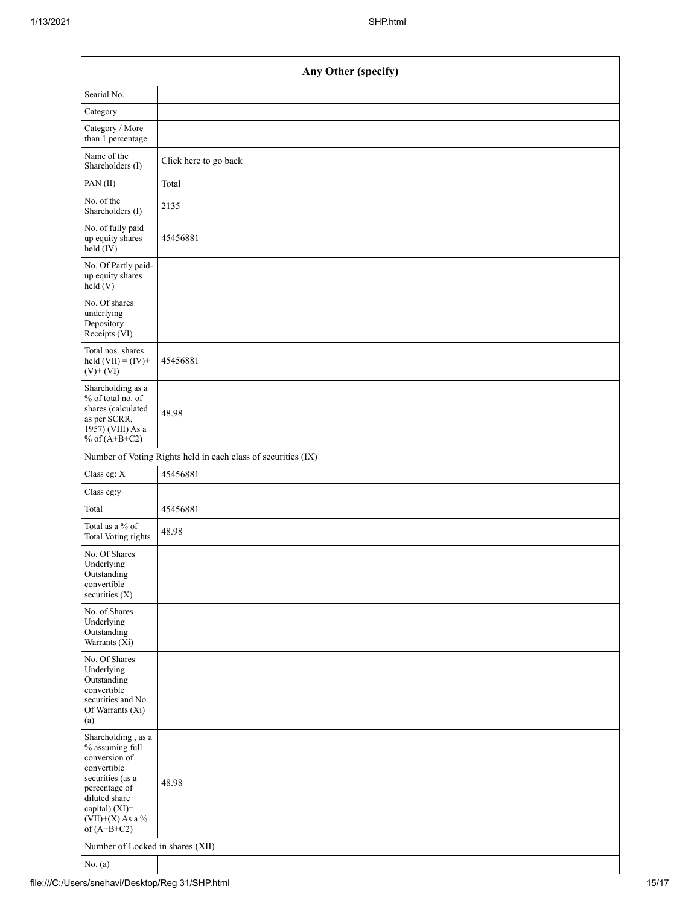| Any Other (specify) | |
|---|---|
| Searial No. | |
| Category | |
| Category / More than 1 percentage | |
| Name of the Shareholders (I) | Click here to go back |
| PAN (II) | Total |
| No. of the Shareholders (I) | 2135 |
| No. of fully paid up equity shares held (IV) | 45456881 |
| No. Of Partly paid-up equity shares held (V) | |
| No. Of shares underlying Depository Receipts (VI) | |
| Total nos. shares held (VII) = (IV)+ (V)+ (VI) | 45456881 |
| Shareholding as a % of total no. of shares (calculated as per SCRR, 1957) (VIII) As a % of (A+B+C2) | 48.98 |
| Number of Voting Rights held in each class of securities (IX) | |
| Class eg: X | 45456881 |
| Class eg:y | |
| Total | 45456881 |
| Total as a % of Total Voting rights | 48.98 |
| No. Of Shares Underlying Outstanding convertible securities (X) | |
| No. of Shares Underlying Outstanding Warrants (Xi) | |
| No. Of Shares Underlying Outstanding convertible securities and No. Of Warrants (Xi) (a) | |
| Shareholding , as a % assuming full conversion of convertible securities (as a percentage of diluted share capital) (XI)= (VII)+(X) As a % of (A+B+C2) | 48.98 |
| Number of Locked in shares (XII) | |
| No. (a) | |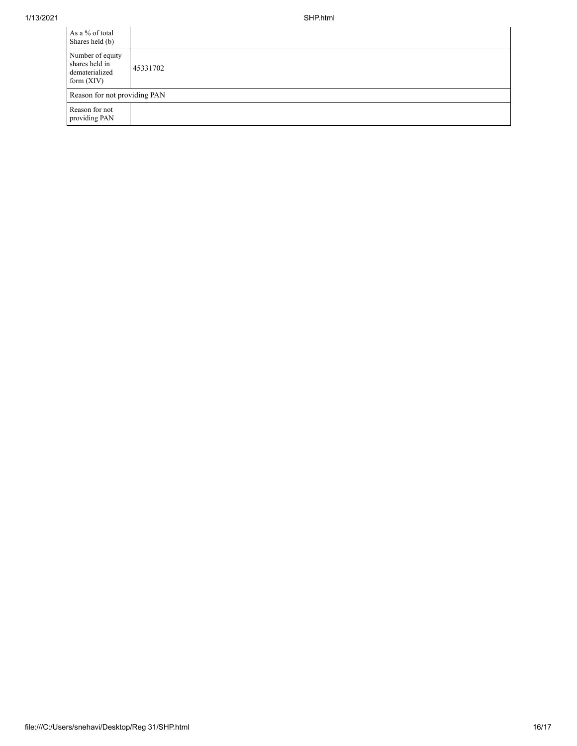| | |
|---|---|
| As a % of total Shares held (b) | |
| Number of equity shares held in dematerialized form (XIV) | 45331702 |
| Reason for not providing PAN | |
| Reason for not providing PAN | |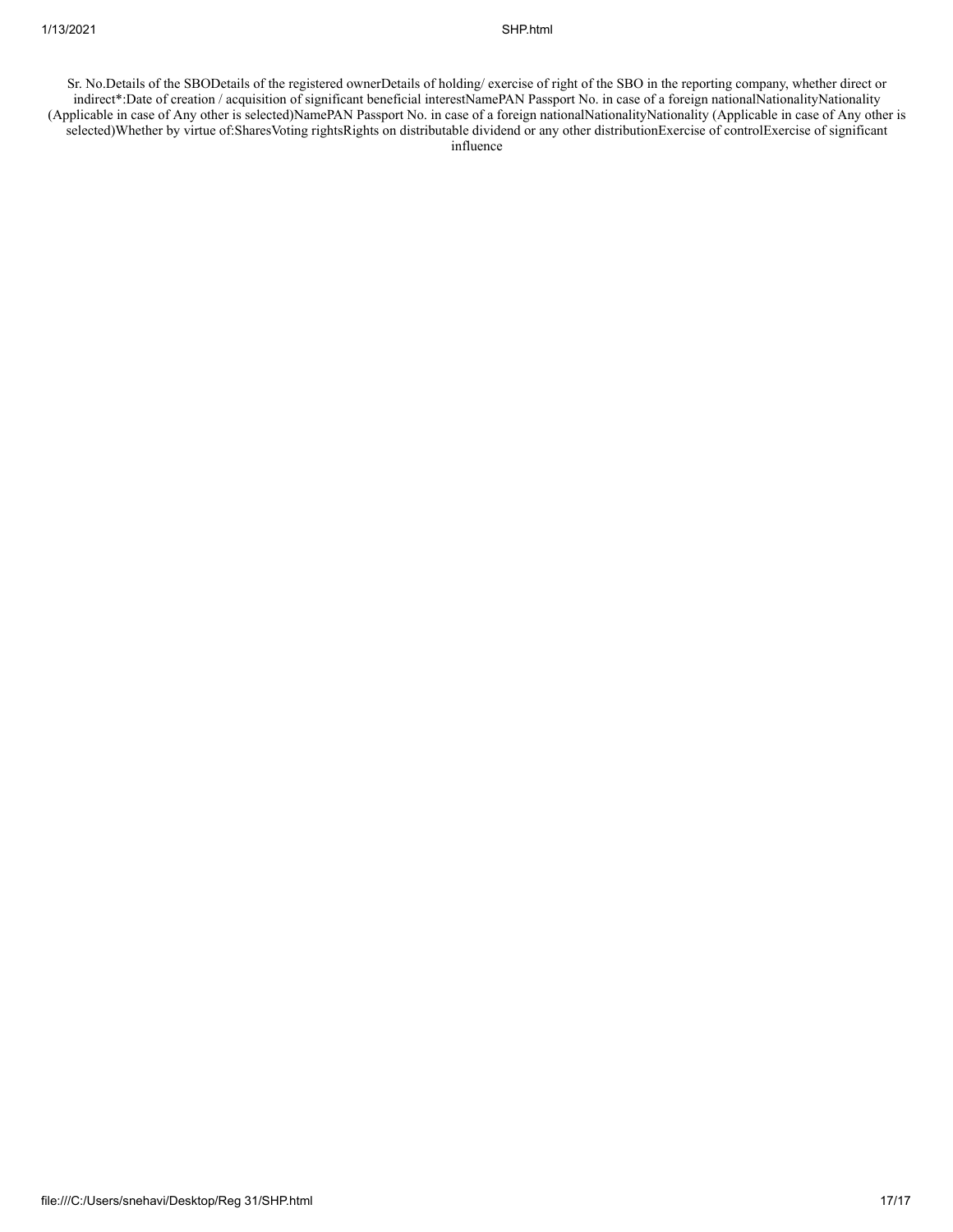Sr. No.Details of the SBODetails of the registered ownerDetails of holding/ exercise of right of the SBO in the reporting company, whether direct or indirect*:Date of creation / acquisition of significant beneficial interestNamePAN Passport No. in case of a foreign nationalNationalityNationality (Applicable in case of Any other is selected)NamePAN Passport No. in case of a foreign nationalNationalityNationality (Applicable in case of Any other is selected)Whether by virtue of:SharesVoting rightsRights on distributable dividend or any other distributionExercise of controlExercise of significant influence